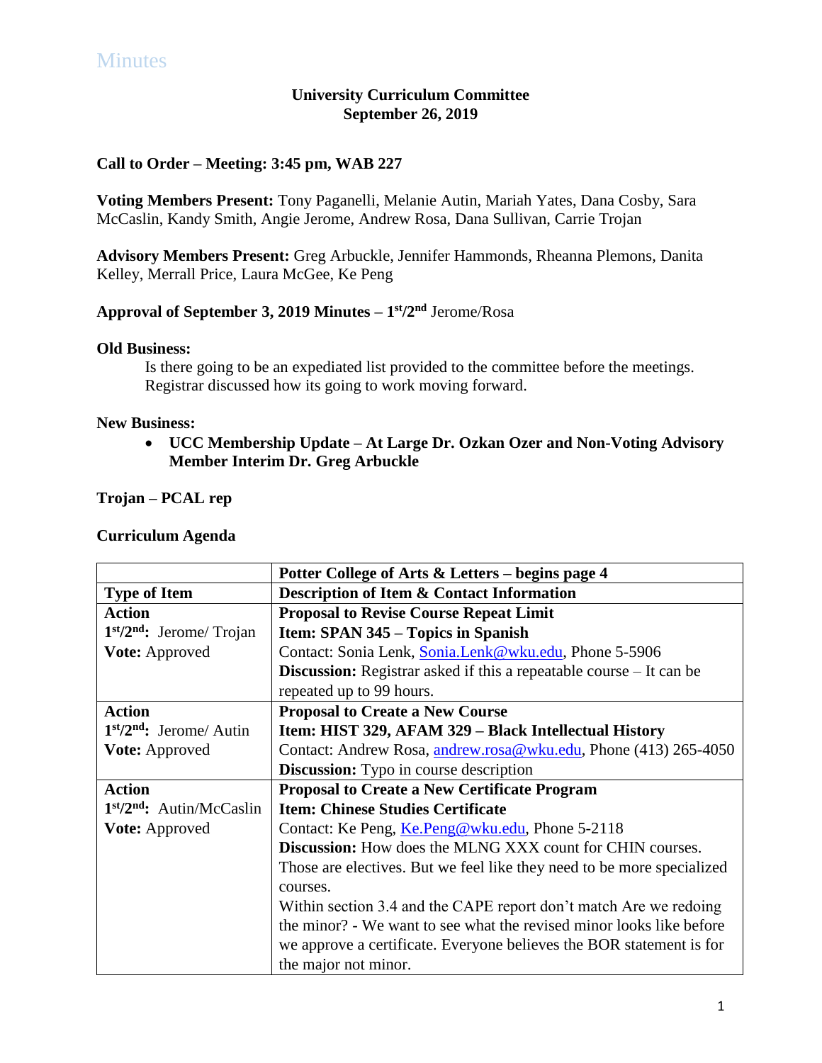# Minutes

**University Curriculum Committee**
**September 26, 2019**

**Call to Order – Meeting: 3:45 pm, WAB 227**

**Voting Members Present:** Tony Paganelli, Melanie Autin, Mariah Yates, Dana Cosby, Sara McCaslin, Kandy Smith, Angie Jerome, Andrew Rosa, Dana Sullivan, Carrie Trojan

**Advisory Members Present:** Greg Arbuckle, Jennifer Hammonds, Rheanna Plemons, Danita Kelley, Merrall Price, Laura McGee, Ke Peng

**Approval of September 3, 2019 Minutes – 1st/2nd** Jerome/Rosa

**Old Business:**

Is there going to be an expedited list provided to the committee before the meetings. Registrar discussed how its going to work moving forward.

**New Business:**

- **UCC Membership Update – At Large Dr. Ozkan Ozer and Non-Voting Advisory Member Interim Dr. Greg Arbuckle**

**Trojan – PCAL rep**

**Curriculum Agenda**

| | **Potter College of Arts & Letters – begins page 4** |
|---|---|
| **Type of Item** | **Description of Item & Contact Information** |
| **Action**<br>**1st/2nd:** Jerome/ Trojan<br>**Vote:** Approved | **Proposal to Revise Course Repeat Limit**<br>**Item: SPAN 345 – Topics in Spanish**<br>Contact: Sonia Lenk, Sonia.Lenk@wku.edu, Phone 5-5906<br>**Discussion:** Registrar asked if this a repeatable course – It can be repeated up to 99 hours. |
| **Action**<br>**1st/2nd:** Jerome/ Autin<br>**Vote:** Approved | **Proposal to Create a New Course**<br>**Item: HIST 329, AFAM 329 – Black Intellectual History**<br>Contact: Andrew Rosa, andrew.rosa@wku.edu, Phone (413) 265-4050<br>**Discussion:** Typo in course description |
| **Action**<br>**1st/2nd:** Autin/McCaslin<br>**Vote:** Approved | **Proposal to Create a New Certificate Program**<br>**Item: Chinese Studies Certificate**<br>Contact: Ke Peng, Ke.Peng@wku.edu, Phone 5-2118<br>**Discussion:** How does the MLNG XXX count for CHIN courses. Those are electives. But we feel like they need to be more specialized courses.<br>Within section 3.4 and the CAPE report don't match Are we redoing the minor? - We want to see what the revised minor looks like before we approve a certificate. Everyone believes the BOR statement is for the major not minor. |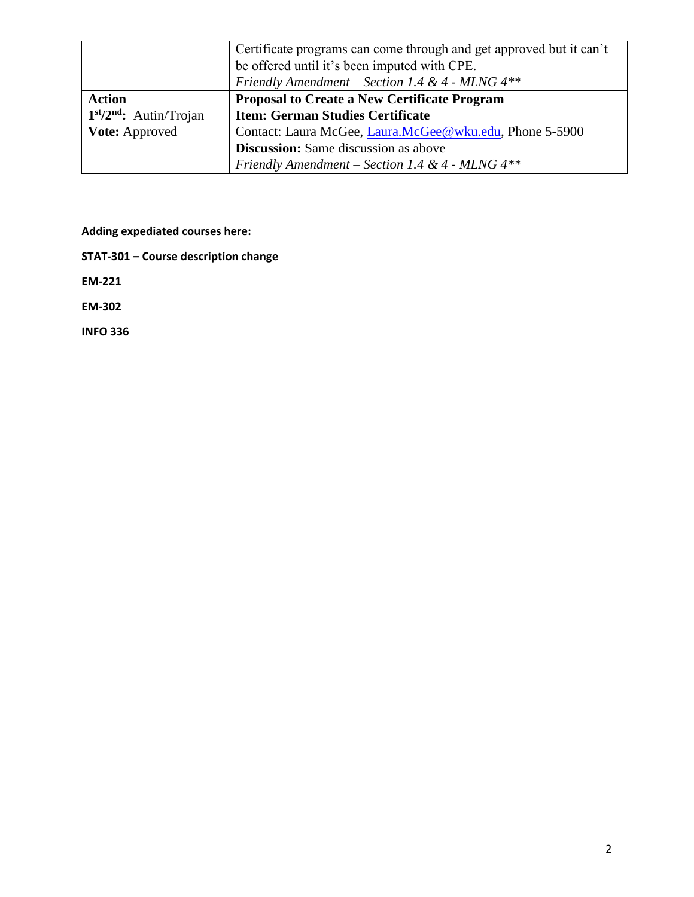| | |
|---|---|
| | Certificate programs can come through and get approved but it can't be offered until it's been imputed with CPE.<br>*Friendly Amendment – Section 1.4 & 4 - MLNG 4\*\** |
| **Action**<br>**1st/2nd:** Autin/Trojan<br>**Vote:** Approved | **Proposal to Create a New Certificate Program**<br>**Item: German Studies Certificate**<br>Contact: Laura McGee, Laura.McGee@wku.edu, Phone 5-5900<br>**Discussion:** Same discussion as above<br>*Friendly Amendment – Section 1.4 & 4 - MLNG 4\*\** |

**Adding expediated courses here:**

**STAT-301 – Course description change**

**EM-221**

**EM-302**

**INFO 336**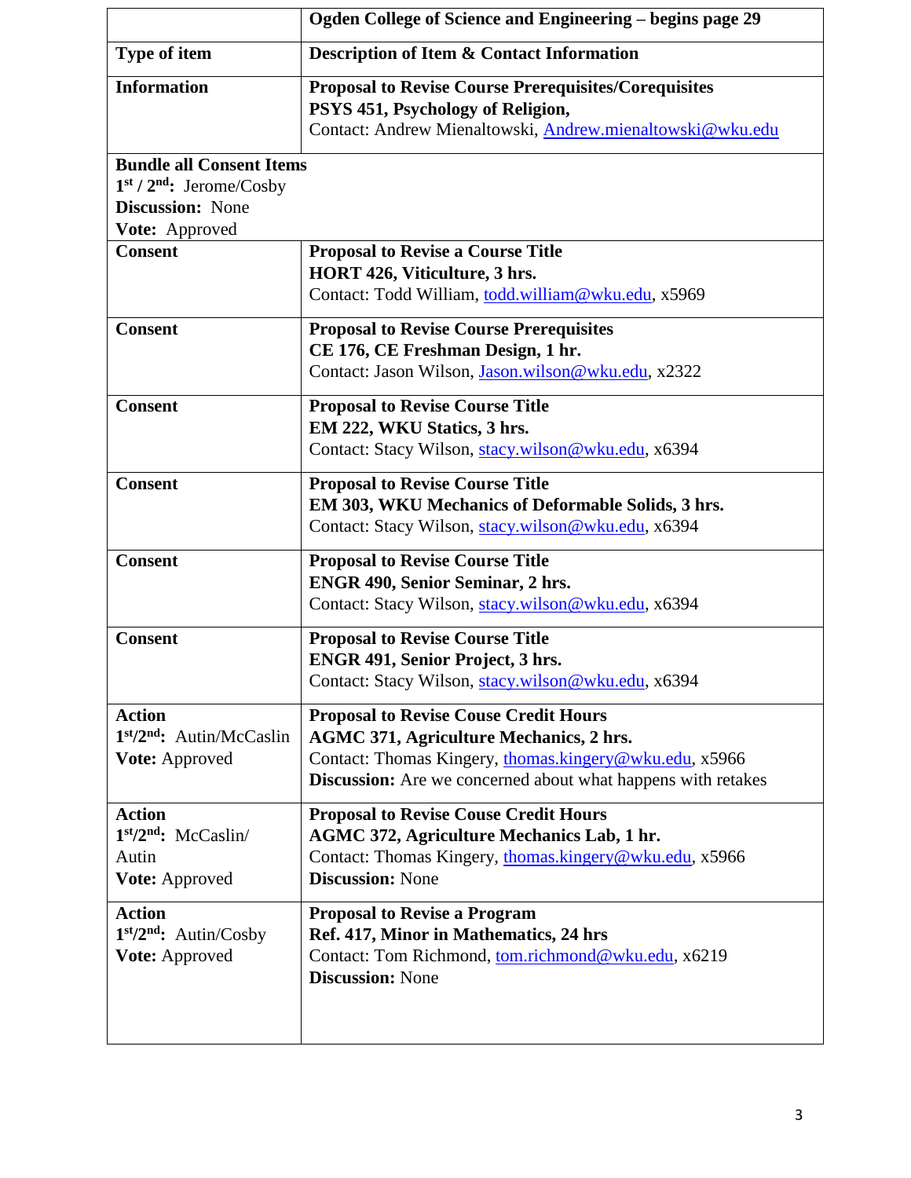| | **Ogden College of Science and Engineering – begins page 29** |
|---|---|
| **Type of item** | **Description of Item & Contact Information** |
| **Information** | **Proposal to Revise Course Prerequisites/Corequisites**<br>**PSYS 451, Psychology of Religion,**<br>Contact: Andrew Mienaltowski, Andrew.mienaltowski@wku.edu |
| **Bundle all Consent Items**<br>**1st / 2nd:** Jerome/Cosby<br>**Discussion:** None<br>**Vote:** Approved | |
| **Consent** | **Proposal to Revise a Course Title**<br>**HORT 426, Viticulture, 3 hrs.**<br>Contact: Todd William, todd.william@wku.edu, x5969 |
| **Consent** | **Proposal to Revise Course Prerequisites**<br>**CE 176, CE Freshman Design, 1 hr.**<br>Contact: Jason Wilson, Jason.wilson@wku.edu, x2322 |
| **Consent** | **Proposal to Revise Course Title**<br>**EM 222, WKU Statics, 3 hrs.**<br>Contact: Stacy Wilson, stacy.wilson@wku.edu, x6394 |
| **Consent** | **Proposal to Revise Course Title**<br>**EM 303, WKU Mechanics of Deformable Solids, 3 hrs.**<br>Contact: Stacy Wilson, stacy.wilson@wku.edu, x6394 |
| **Consent** | **Proposal to Revise Course Title**<br>**ENGR 490, Senior Seminar, 2 hrs.**<br>Contact: Stacy Wilson, stacy.wilson@wku.edu, x6394 |
| **Consent** | **Proposal to Revise Course Title**<br>**ENGR 491, Senior Project, 3 hrs.**<br>Contact: Stacy Wilson, stacy.wilson@wku.edu, x6394 |
| **Action**<br>**1st/2nd:** Autin/McCaslin<br>**Vote:** Approved | **Proposal to Revise Couse Credit Hours**<br>**AGMC 371, Agriculture Mechanics, 2 hrs.**<br>Contact: Thomas Kingery, thomas.kingery@wku.edu, x5966<br>**Discussion:** Are we concerned about what happens with retakes |
| **Action**<br>**1st/2nd:** McCaslin/ Autin<br>**Vote:** Approved | **Proposal to Revise Couse Credit Hours**<br>**AGMC 372, Agriculture Mechanics Lab, 1 hr.**<br>Contact: Thomas Kingery, thomas.kingery@wku.edu, x5966<br>**Discussion:** None |
| **Action**<br>**1st/2nd:** Autin/Cosby<br>**Vote:** Approved | **Proposal to Revise a Program**<br>**Ref. 417, Minor in Mathematics, 24 hrs**<br>Contact: Tom Richmond, tom.richmond@wku.edu, x6219<br>**Discussion:** None |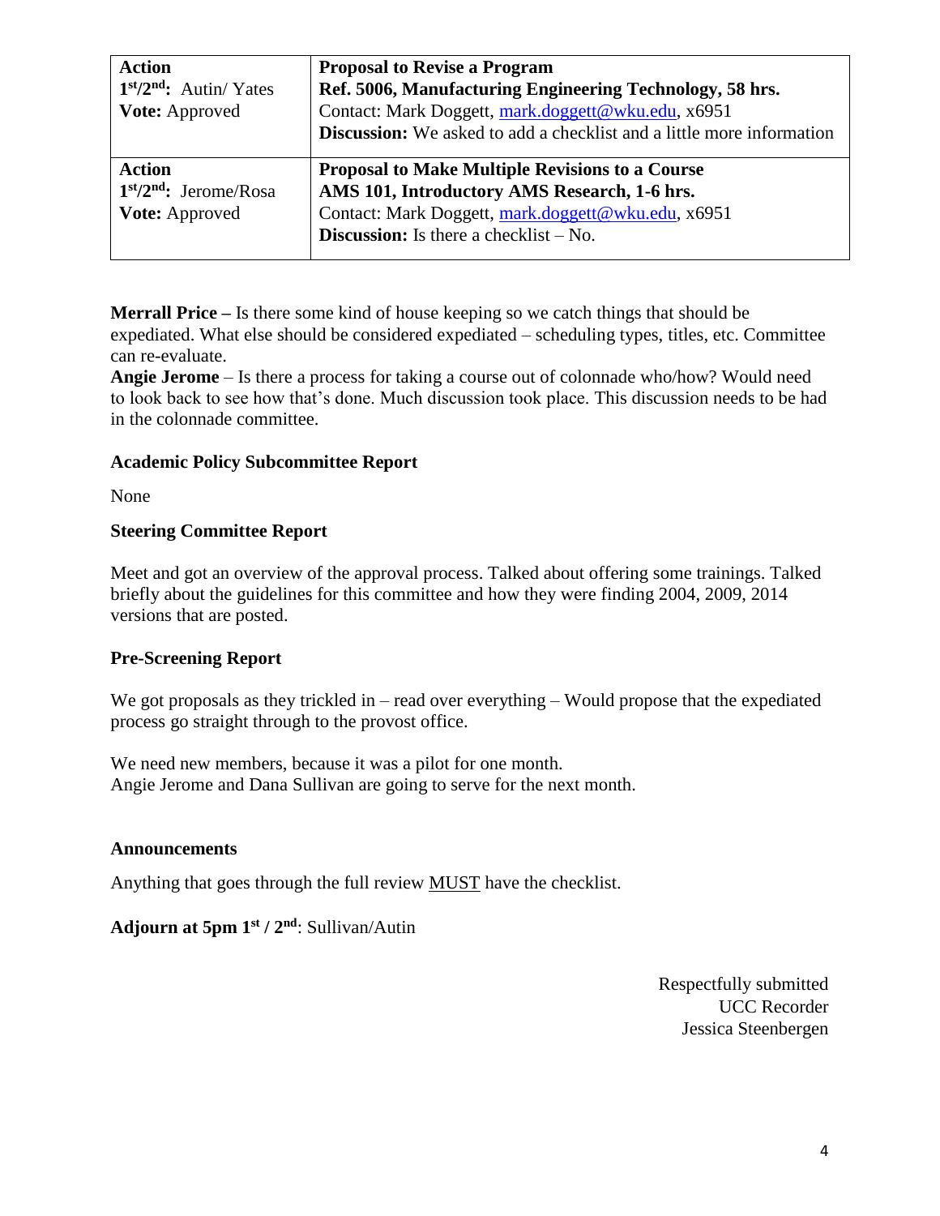| | |
|---|---|
| **Action**<br>**1st/2nd:** Autin/ Yates<br>**Vote:** Approved | **Proposal to Revise a Program**<br>**Ref. 5006, Manufacturing Engineering Technology, 58 hrs.**<br>Contact: Mark Doggett, mark.doggett@wku.edu, x6951<br>**Discussion:** We asked to add a checklist and a little more information |
| **Action**<br>**1st/2nd:** Jerome/Rosa<br>**Vote:** Approved | **Proposal to Make Multiple Revisions to a Course**<br>**AMS 101, Introductory AMS Research, 1-6 hrs.**<br>Contact: Mark Doggett, mark.doggett@wku.edu, x6951<br>**Discussion:** Is there a checklist – No. |

**Merrall Price –** Is there some kind of house keeping so we catch things that should be expediated. What else should be considered expediated – scheduling types, titles, etc. Committee can re-evaluate.
**Angie Jerome** – Is there a process for taking a course out of colonnade who/how? Would need to look back to see how that's done. Much discussion took place. This discussion needs to be had in the colonnade committee.

**Academic Policy Subcommittee Report**

None

**Steering Committee Report**

Meet and got an overview of the approval process. Talked about offering some trainings. Talked briefly about the guidelines for this committee and how they were finding 2004, 2009, 2014 versions that are posted.

**Pre-Screening Report**

We got proposals as they trickled in – read over everything – Would propose that the expediated process go straight through to the provost office.

We need new members, because it was a pilot for one month.
Angie Jerome and Dana Sullivan are going to serve for the next month.

**Announcements**

Anything that goes through the full review MUST have the checklist.

**Adjourn at 5pm 1st / 2nd**: Sullivan/Autin

Respectfully submitted
UCC Recorder
Jessica Steenbergen